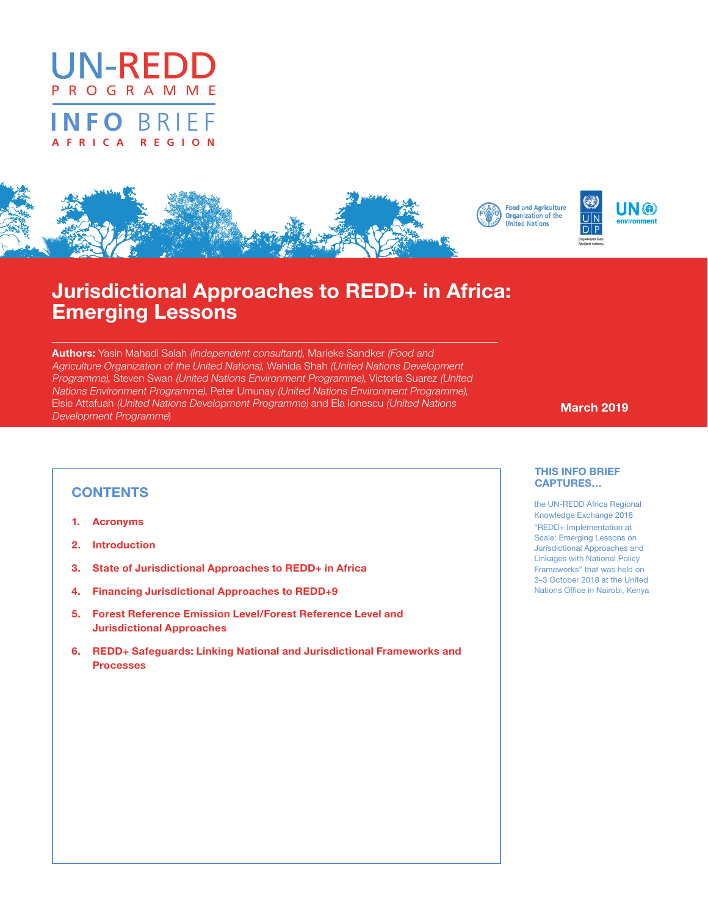# UN-REDD PROGRAMME

# INFO BRIEF

AFRICA REGION

Food and Agriculture Organization of the United Nations

UNDP

UN environment

# Jurisdictional Approaches to REDD+ in Africa: Emerging Lessons

**Authors:** Yasin Mahadi Salah *(independent consultant)*, Marieke Sandker *(Food and Agriculture Organization of the United Nations)*, Wahida Shah *(United Nations Development Programme)*, Steven Swan *(United Nations Environment Programme)*, Victoria Suarez *(United Nations Environment Programme)*, Peter Umunay *(United Nations Environment Programme)*, Elsie Attafuah *(United Nations Development Programme)* and Ela Ionescu *(United Nations Development Programme)*

**March 2019**

## CONTENTS

1. **Acronyms**
2. **Introduction**
3. **State of Jurisdictional Approaches to REDD+ in Africa**
4. **Financing Jurisdictional Approaches to REDD+9**
5. **Forest Reference Emission Level/Forest Reference Level and Jurisdictional Approaches**
6. **REDD+ Safeguards: Linking National and Jurisdictional Frameworks and Processes**

### THIS INFO BRIEF CAPTURES…

the UN-REDD Africa Regional Knowledge Exchange 2018 "REDD+ Implementation at Scale: Emerging Lessons on Jurisdictional Approaches and Linkages with National Policy Frameworks" that was held on 2–3 October 2018 at the United Nations Office in Nairobi, Kenya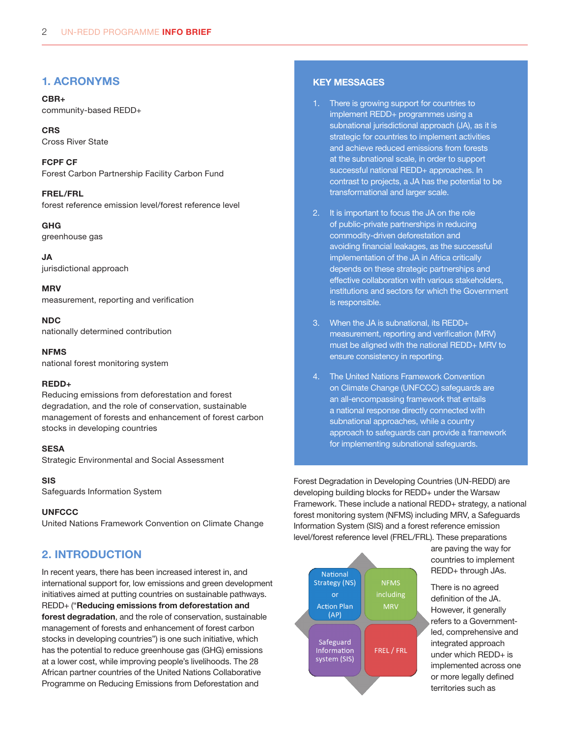## 1. ACRONYMS

**CBR+**
community-based REDD+

**CRS**
Cross River State

**FCPF CF**
Forest Carbon Partnership Facility Carbon Fund

**FREL/FRL**
forest reference emission level/forest reference level

**GHG**
greenhouse gas

**JA**
jurisdictional approach

**MRV**
measurement, reporting and verification

**NDC**
nationally determined contribution

**NFMS**
national forest monitoring system

**REDD+**
Reducing emissions from deforestation and forest degradation, and the role of conservation, sustainable management of forests and enhancement of forest carbon stocks in developing countries

**SESA**
Strategic Environmental and Social Assessment

**SIS**
Safeguards Information System

**UNFCCC**
United Nations Framework Convention on Climate Change

## KEY MESSAGES

1. There is growing support for countries to implement REDD+ programmes using a subnational jurisdictional approach (JA), as it is strategic for countries to implement activities and achieve reduced emissions from forests at the subnational scale, in order to support successful national REDD+ approaches. In contrast to projects, a JA has the potential to be transformational and larger scale.
2. It is important to focus the JA on the role of public-private partnerships in reducing commodity-driven deforestation and avoiding financial leakages, as the successful implementation of the JA in Africa critically depends on these strategic partnerships and effective collaboration with various stakeholders, institutions and sectors for which the Government is responsible.
3. When the JA is subnational, its REDD+ measurement, reporting and verification (MRV) must be aligned with the national REDD+ MRV to ensure consistency in reporting.
4. The United Nations Framework Convention on Climate Change (UNFCCC) safeguards are an all-encompassing framework that entails a national response directly connected with subnational approaches, while a country approach to safeguards can provide a framework for implementing subnational safeguards.

## 2. INTRODUCTION

In recent years, there has been increased interest in, and international support for, low emissions and green development initiatives aimed at putting countries on sustainable pathways. REDD+ ("**Reducing emissions from deforestation and forest degradation**, and the role of conservation, sustainable management of forests and enhancement of forest carbon stocks in developing countries") is one such initiative, which has the potential to reduce greenhouse gas (GHG) emissions at a lower cost, while improving people's livelihoods. The 28 African partner countries of the United Nations Collaborative Programme on Reducing Emissions from Deforestation and Forest Degradation in Developing Countries (UN-REDD) are developing building blocks for REDD+ under the Warsaw Framework. These include a national REDD+ strategy, a national forest monitoring system (NFMS) including MRV, a Safeguards Information System (SIS) and a forest reference emission level/forest reference level (FREL/FRL). These preparations are paving the way for countries to implement REDD+ through JAs.

| National Strategy (NS) or Action Plan (AP) | NFMS including MRV |
|---|---|
| Safeguard Information system (SIS) | FREL / FRL |

There is no agreed definition of the JA. However, it generally refers to a Government-led, comprehensive and integrated approach under which REDD+ is implemented across one or more legally defined territories such as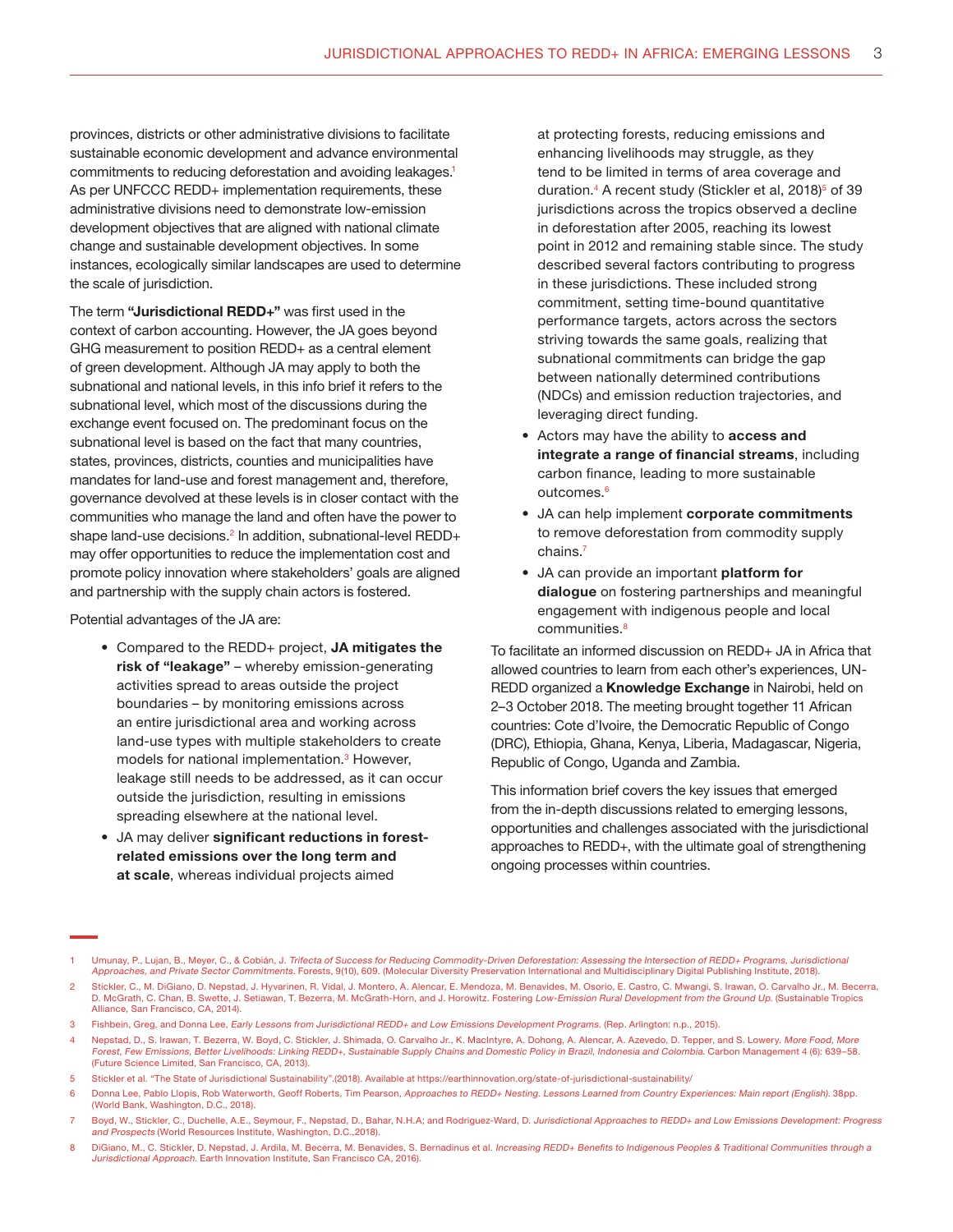provinces, districts or other administrative divisions to facilitate sustainable economic development and advance environmental commitments to reducing deforestation and avoiding leakages.[1] As per UNFCCC REDD+ implementation requirements, these administrative divisions need to demonstrate low-emission development objectives that are aligned with national climate change and sustainable development objectives. In some instances, ecologically similar landscapes are used to determine the scale of jurisdiction.

The term **"Jurisdictional REDD+"** was first used in the context of carbon accounting. However, the JA goes beyond GHG measurement to position REDD+ as a central element of green development. Although JA may apply to both the subnational and national levels, in this info brief it refers to the subnational level, which most of the discussions during the exchange event focused on. The predominant focus on the subnational level is based on the fact that many countries, states, provinces, districts, counties and municipalities have mandates for land-use and forest management and, therefore, governance devolved at these levels is in closer contact with the communities who manage the land and often have the power to shape land-use decisions.[2] In addition, subnational-level REDD+ may offer opportunities to reduce the implementation cost and promote policy innovation where stakeholders' goals are aligned and partnership with the supply chain actors is fostered.

Potential advantages of the JA are:

- Compared to the REDD+ project, **JA mitigates the risk of "leakage"** – whereby emission-generating activities spread to areas outside the project boundaries – by monitoring emissions across an entire jurisdictional area and working across land-use types with multiple stakeholders to create models for national implementation.[3] However, leakage still needs to be addressed, as it can occur outside the jurisdiction, resulting in emissions spreading elsewhere at the national level.
- JA may deliver **significant reductions in forest-related emissions over the long term and at scale**, whereas individual projects aimed at protecting forests, reducing emissions and enhancing livelihoods may struggle, as they tend to be limited in terms of area coverage and duration.[4] A recent study (Stickler et al, 2018)[5] of 39 jurisdictions across the tropics observed a decline in deforestation after 2005, reaching its lowest point in 2012 and remaining stable since. The study described several factors contributing to progress in these jurisdictions. These included strong commitment, setting time-bound quantitative performance targets, actors across the sectors striving towards the same goals, realizing that subnational commitments can bridge the gap between nationally determined contributions (NDCs) and emission reduction trajectories, and leveraging direct funding.
- Actors may have the ability to **access and integrate a range of financial streams**, including carbon finance, leading to more sustainable outcomes.[6]
- JA can help implement **corporate commitments** to remove deforestation from commodity supply chains.[7]
- JA can provide an important **platform for dialogue** on fostering partnerships and meaningful engagement with indigenous people and local communities.[8]

To facilitate an informed discussion on REDD+ JA in Africa that allowed countries to learn from each other's experiences, UN-REDD organized a **Knowledge Exchange** in Nairobi, held on 2–3 October 2018. The meeting brought together 11 African countries: Cote d'Ivoire, the Democratic Republic of Congo (DRC), Ethiopia, Ghana, Kenya, Liberia, Madagascar, Nigeria, Republic of Congo, Uganda and Zambia.

This information brief covers the key issues that emerged from the in-depth discussions related to emerging lessons, opportunities and challenges associated with the jurisdictional approaches to REDD+, with the ultimate goal of strengthening ongoing processes within countries.

---

1 Umunay, P., Lujan, B., Meyer, C., & Cobián, J. *Trifecta of Success for Reducing Commodity-Driven Deforestation: Assessing the Intersection of REDD+ Programs, Jurisdictional Approaches, and Private Sector Commitments.* Forests, 9(10), 609. (Molecular Diversity Preservation International and Multidisciplinary Digital Publishing Institute, 2018).

2 Stickler, C., M. DiGiano, D. Nepstad, J. Hyvarinen, R. Vidal, J. Montero, A. Alencar, E. Mendoza, M. Benavides, M. Osorio, E. Castro, C. Mwangi, S. Irawan, O. Carvalho Jr., M. Becerra, D. McGrath, C. Chan, B. Swette, J. Setiawan, T. Bezerra, M. McGrath-Horn, and J. Horowitz. Fostering *Low-Emission Rural Development from the Ground Up.* (Sustainable Tropics Alliance, San Francisco, CA, 2014).

3 Fishbein, Greg, and Donna Lee, *Early Lessons from Jurisdictional REDD+ and Low Emissions Development Programs.* (Rep. Arlington: n.p., 2015).

4 Nepstad, D., S. Irawan, T. Bezerra, W. Boyd, C. Stickler, J. Shimada, O. Carvalho Jr., K. MacIntyre, A. Dohong, A. Alencar, A. Azevedo, D. Tepper, and S. Lowery. *More Food, More Forest, Few Emissions, Better Livelihoods: Linking REDD+, Sustainable Supply Chains and Domestic Policy in Brazil, Indonesia and Colombia.* Carbon Management 4 (6): 639–58. (Future Science Limited, San Francisco, CA, 2013).

5 Stickler et al. "The State of Jurisdictional Sustainability".(2018). Available at https://earthinnovation.org/state-of-jurisdictional-sustainability/

6 Donna Lee, Pablo Llopis, Rob Waterworth, Geoff Roberts, Tim Pearson, *Approaches to REDD+ Nesting. Lessons Learned from Country Experiences: Main report (English).* 38pp. (World Bank, Washington, D.C., 2018).

7 Boyd, W., Stickler, C., Duchelle, A.E., Seymour, F., Nepstad, D., Bahar, N.H.A; and Rodriguez-Ward, D. *Jurisdictional Approaches to REDD+ and Low Emissions Development: Progress and Prospects* (World Resources Institute, Washington, D.C.,2018).

8 DiGiano, M., C. Stickler, D. Nepstad, J. Ardila, M. Becerra, M. Benavides, S. Bernadinus et al. *Increasing REDD+ Benefits to Indigenous Peoples & Traditional Communities through a Jurisdictional Approach.* Earth Innovation Institute, San Francisco CA, 2016).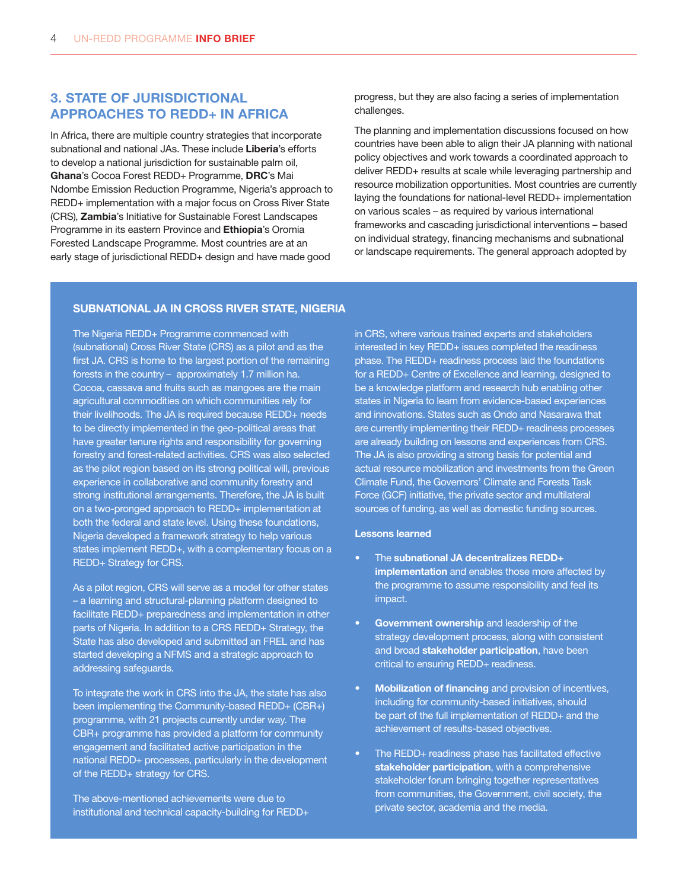## 3. STATE OF JURISDICTIONAL APPROACHES TO REDD+ IN AFRICA

In Africa, there are multiple country strategies that incorporate subnational and national JAs. These include **Liberia**'s efforts to develop a national jurisdiction for sustainable palm oil, **Ghana**'s Cocoa Forest REDD+ Programme, **DRC**'s Mai Ndombe Emission Reduction Programme, Nigeria's approach to REDD+ implementation with a major focus on Cross River State (CRS), **Zambia**'s Initiative for Sustainable Forest Landscapes Programme in its eastern Province and **Ethiopia**'s Oromia Forested Landscape Programme. Most countries are at an early stage of jurisdictional REDD+ design and have made good progress, but they are also facing a series of implementation challenges.

The planning and implementation discussions focused on how countries have been able to align their JA planning with national policy objectives and work towards a coordinated approach to deliver REDD+ results at scale while leveraging partnership and resource mobilization opportunities. Most countries are currently laying the foundations for national-level REDD+ implementation on various scales – as required by various international frameworks and cascading jurisdictional interventions – based on individual strategy, financing mechanisms and subnational or landscape requirements. The general approach adopted by

### SUBNATIONAL JA IN CROSS RIVER STATE, NIGERIA

The Nigeria REDD+ Programme commenced with (subnational) Cross River State (CRS) as a pilot and as the first JA. CRS is home to the largest portion of the remaining forests in the country – approximately 1.7 million ha. Cocoa, cassava and fruits such as mangoes are the main agricultural commodities on which communities rely for their livelihoods. The JA is required because REDD+ needs to be directly implemented in the geo-political areas that have greater tenure rights and responsibility for governing forestry and forest-related activities. CRS was also selected as the pilot region based on its strong political will, previous experience in collaborative and community forestry and strong institutional arrangements. Therefore, the JA is built on a two-pronged approach to REDD+ implementation at both the federal and state level. Using these foundations, Nigeria developed a framework strategy to help various states implement REDD+, with a complementary focus on a REDD+ Strategy for CRS.

As a pilot region, CRS will serve as a model for other states – a learning and structural-planning platform designed to facilitate REDD+ preparedness and implementation in other parts of Nigeria. In addition to a CRS REDD+ Strategy, the State has also developed and submitted an FREL and has started developing a NFMS and a strategic approach to addressing safeguards.

To integrate the work in CRS into the JA, the state has also been implementing the Community-based REDD+ (CBR+) programme, with 21 projects currently under way. The CBR+ programme has provided a platform for community engagement and facilitated active participation in the national REDD+ processes, particularly in the development of the REDD+ strategy for CRS.

The above-mentioned achievements were due to institutional and technical capacity-building for REDD+ in CRS, where various trained experts and stakeholders interested in key REDD+ issues completed the readiness phase. The REDD+ readiness process laid the foundations for a REDD+ Centre of Excellence and learning, designed to be a knowledge platform and research hub enabling other states in Nigeria to learn from evidence-based experiences and innovations. States such as Ondo and Nasarawa that are currently implementing their REDD+ readiness processes are already building on lessons and experiences from CRS. The JA is also providing a strong basis for potential and actual resource mobilization and investments from the Green Climate Fund, the Governors' Climate and Forests Task Force (GCF) initiative, the private sector and multilateral sources of funding, as well as domestic funding sources.

**Lessons learned**

- The **subnational JA decentralizes REDD+ implementation** and enables those more affected by the programme to assume responsibility and feel its impact.
- **Government ownership** and leadership of the strategy development process, along with consistent and broad **stakeholder participation**, have been critical to ensuring REDD+ readiness.
- **Mobilization of financing** and provision of incentives, including for community-based initiatives, should be part of the full implementation of REDD+ and the achievement of results-based objectives.
- The REDD+ readiness phase has facilitated effective **stakeholder participation**, with a comprehensive stakeholder forum bringing together representatives from communities, the Government, civil society, the private sector, academia and the media.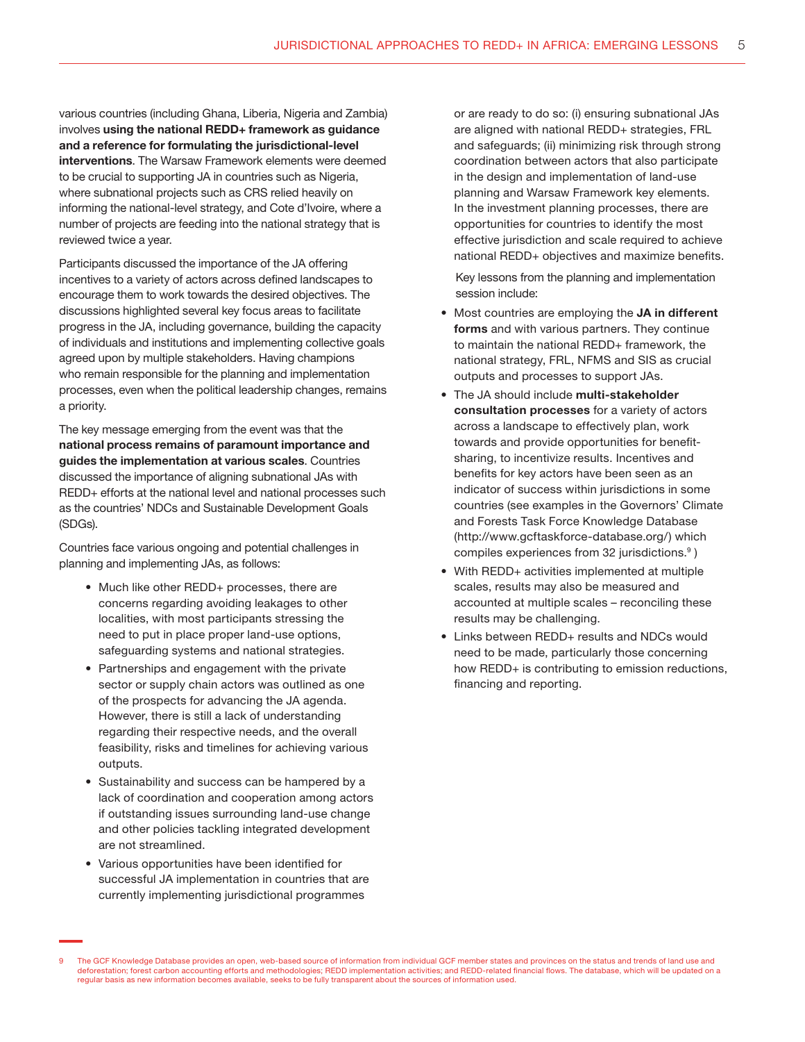various countries (including Ghana, Liberia, Nigeria and Zambia) involves **using the national REDD+ framework as guidance and a reference for formulating the jurisdictional-level interventions**. The Warsaw Framework elements were deemed to be crucial to supporting JA in countries such as Nigeria, where subnational projects such as CRS relied heavily on informing the national-level strategy, and Cote d'Ivoire, where a number of projects are feeding into the national strategy that is reviewed twice a year.

Participants discussed the importance of the JA offering incentives to a variety of actors across defined landscapes to encourage them to work towards the desired objectives. The discussions highlighted several key focus areas to facilitate progress in the JA, including governance, building the capacity of individuals and institutions and implementing collective goals agreed upon by multiple stakeholders. Having champions who remain responsible for the planning and implementation processes, even when the political leadership changes, remains a priority.

The key message emerging from the event was that the **national process remains of paramount importance and guides the implementation at various scales**. Countries discussed the importance of aligning subnational JAs with REDD+ efforts at the national level and national processes such as the countries' NDCs and Sustainable Development Goals (SDGs).

Countries face various ongoing and potential challenges in planning and implementing JAs, as follows:

- Much like other REDD+ processes, there are concerns regarding avoiding leakages to other localities, with most participants stressing the need to put in place proper land-use options, safeguarding systems and national strategies.
- Partnerships and engagement with the private sector or supply chain actors was outlined as one of the prospects for advancing the JA agenda. However, there is still a lack of understanding regarding their respective needs, and the overall feasibility, risks and timelines for achieving various outputs.
- Sustainability and success can be hampered by a lack of coordination and cooperation among actors if outstanding issues surrounding land-use change and other policies tackling integrated development are not streamlined.
- Various opportunities have been identified for successful JA implementation in countries that are currently implementing jurisdictional programmes or are ready to do so: (i) ensuring subnational JAs are aligned with national REDD+ strategies, FRL and safeguards; (ii) minimizing risk through strong coordination between actors that also participate in the design and implementation of land-use planning and Warsaw Framework key elements. In the investment planning processes, there are opportunities for countries to identify the most effective jurisdiction and scale required to achieve national REDD+ objectives and maximize benefits.

Key lessons from the planning and implementation session include:

- Most countries are employing the **JA in different forms** and with various partners. They continue to maintain the national REDD+ framework, the national strategy, FRL, NFMS and SIS as crucial outputs and processes to support JAs.
- The JA should include **multi-stakeholder consultation processes** for a variety of actors across a landscape to effectively plan, work towards and provide opportunities for benefit-sharing, to incentivize results. Incentives and benefits for key actors have been seen as an indicator of success within jurisdictions in some countries (see examples in the Governors' Climate and Forests Task Force Knowledge Database (http://www.gcftaskforce-database.org/) which compiles experiences from 32 jurisdictions.[9] )
- With REDD+ activities implemented at multiple scales, results may also be measured and accounted at multiple scales – reconciling these results may be challenging.
- Links between REDD+ results and NDCs would need to be made, particularly those concerning how REDD+ is contributing to emission reductions, financing and reporting.

[9] The GCF Knowledge Database provides an open, web-based source of information from individual GCF member states and provinces on the status and trends of land use and deforestation; forest carbon accounting efforts and methodologies; REDD implementation activities; and REDD-related financial flows. The database, which will be updated on a regular basis as new information becomes available, seeks to be fully transparent about the sources of information used.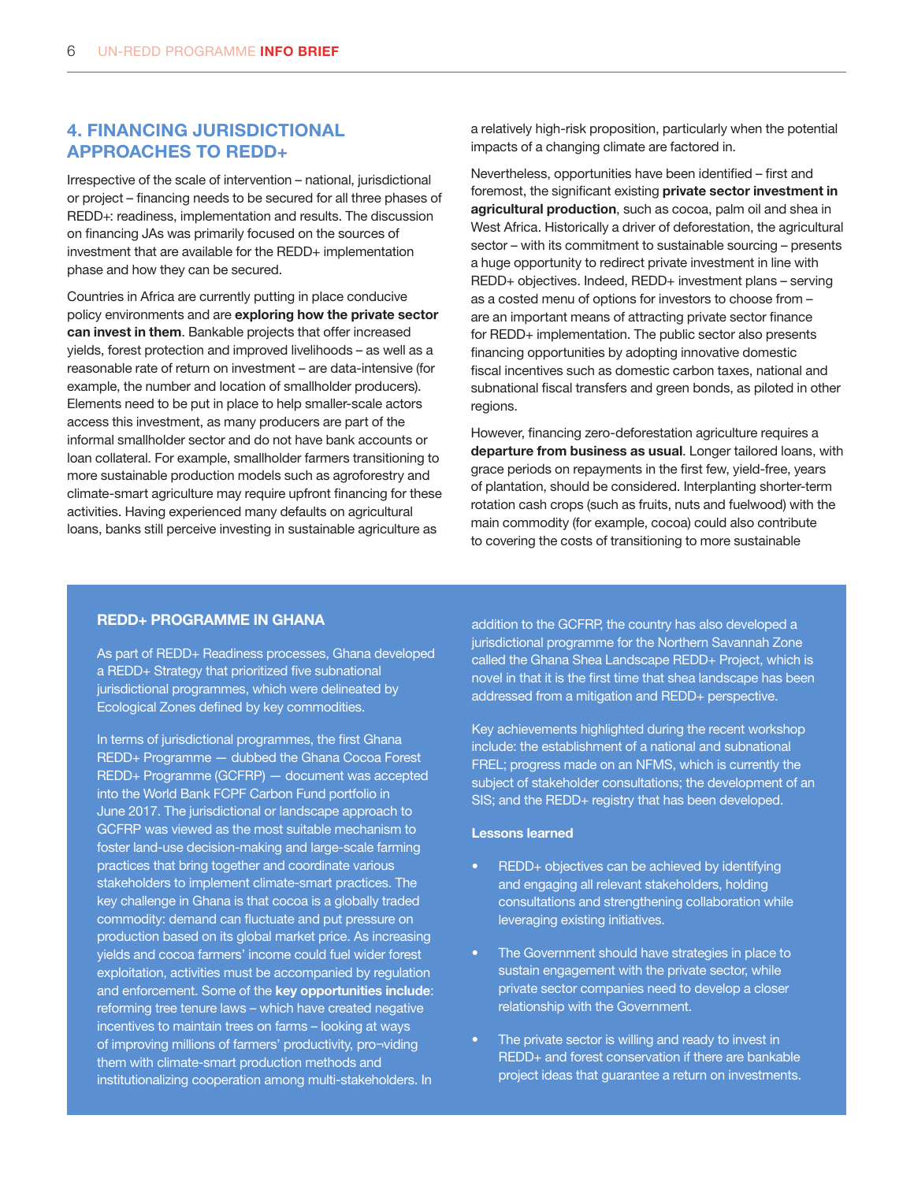## 4. FINANCING JURISDICTIONAL APPROACHES TO REDD+

Irrespective of the scale of intervention – national, jurisdictional or project – financing needs to be secured for all three phases of REDD+: readiness, implementation and results. The discussion on financing JAs was primarily focused on the sources of investment that are available for the REDD+ implementation phase and how they can be secured.

Countries in Africa are currently putting in place conducive policy environments and are **exploring how the private sector can invest in them**. Bankable projects that offer increased yields, forest protection and improved livelihoods – as well as a reasonable rate of return on investment – are data-intensive (for example, the number and location of smallholder producers). Elements need to be put in place to help smaller-scale actors access this investment, as many producers are part of the informal smallholder sector and do not have bank accounts or loan collateral. For example, smallholder farmers transitioning to more sustainable production models such as agroforestry and climate-smart agriculture may require upfront financing for these activities. Having experienced many defaults on agricultural loans, banks still perceive investing in sustainable agriculture as a relatively high-risk proposition, particularly when the potential impacts of a changing climate are factored in.

Nevertheless, opportunities have been identified – first and foremost, the significant existing **private sector investment in agricultural production**, such as cocoa, palm oil and shea in West Africa. Historically a driver of deforestation, the agricultural sector – with its commitment to sustainable sourcing – presents a huge opportunity to redirect private investment in line with REDD+ objectives. Indeed, REDD+ investment plans – serving as a costed menu of options for investors to choose from – are an important means of attracting private sector finance for REDD+ implementation. The public sector also presents financing opportunities by adopting innovative domestic fiscal incentives such as domestic carbon taxes, national and subnational fiscal transfers and green bonds, as piloted in other regions.

However, financing zero-deforestation agriculture requires a **departure from business as usual**. Longer tailored loans, with grace periods on repayments in the first few, yield-free, years of plantation, should be considered. Interplanting shorter-term rotation cash crops (such as fruits, nuts and fuelwood) with the main commodity (for example, cocoa) could also contribute to covering the costs of transitioning to more sustainable

### REDD+ PROGRAMME IN GHANA

As part of REDD+ Readiness processes, Ghana developed a REDD+ Strategy that prioritized five subnational jurisdictional programmes, which were delineated by Ecological Zones defined by key commodities.

In terms of jurisdictional programmes, the first Ghana REDD+ Programme — dubbed the Ghana Cocoa Forest REDD+ Programme (GCFRP) — document was accepted into the World Bank FCPF Carbon Fund portfolio in June 2017. The jurisdictional or landscape approach to GCFRP was viewed as the most suitable mechanism to foster land-use decision-making and large-scale farming practices that bring together and coordinate various stakeholders to implement climate-smart practices. The key challenge in Ghana is that cocoa is a globally traded commodity: demand can fluctuate and put pressure on production based on its global market price. As increasing yields and cocoa farmers' income could fuel wider forest exploitation, activities must be accompanied by regulation and enforcement. Some of the **key opportunities include**: reforming tree tenure laws – which have created negative incentives to maintain trees on farms – looking at ways of improving millions of farmers' productivity, pro¬viding them with climate-smart production methods and institutionalizing cooperation among multi-stakeholders. In addition to the GCFRP, the country has also developed a jurisdictional programme for the Northern Savannah Zone called the Ghana Shea Landscape REDD+ Project, which is novel in that it is the first time that shea landscape has been addressed from a mitigation and REDD+ perspective.

Key achievements highlighted during the recent workshop include: the establishment of a national and subnational FREL; progress made on an NFMS, which is currently the subject of stakeholder consultations; the development of an SIS; and the REDD+ registry that has been developed.

**Lessons learned**

- REDD+ objectives can be achieved by identifying and engaging all relevant stakeholders, holding consultations and strengthening collaboration while leveraging existing initiatives.
- The Government should have strategies in place to sustain engagement with the private sector, while private sector companies need to develop a closer relationship with the Government.
- The private sector is willing and ready to invest in REDD+ and forest conservation if there are bankable project ideas that guarantee a return on investments.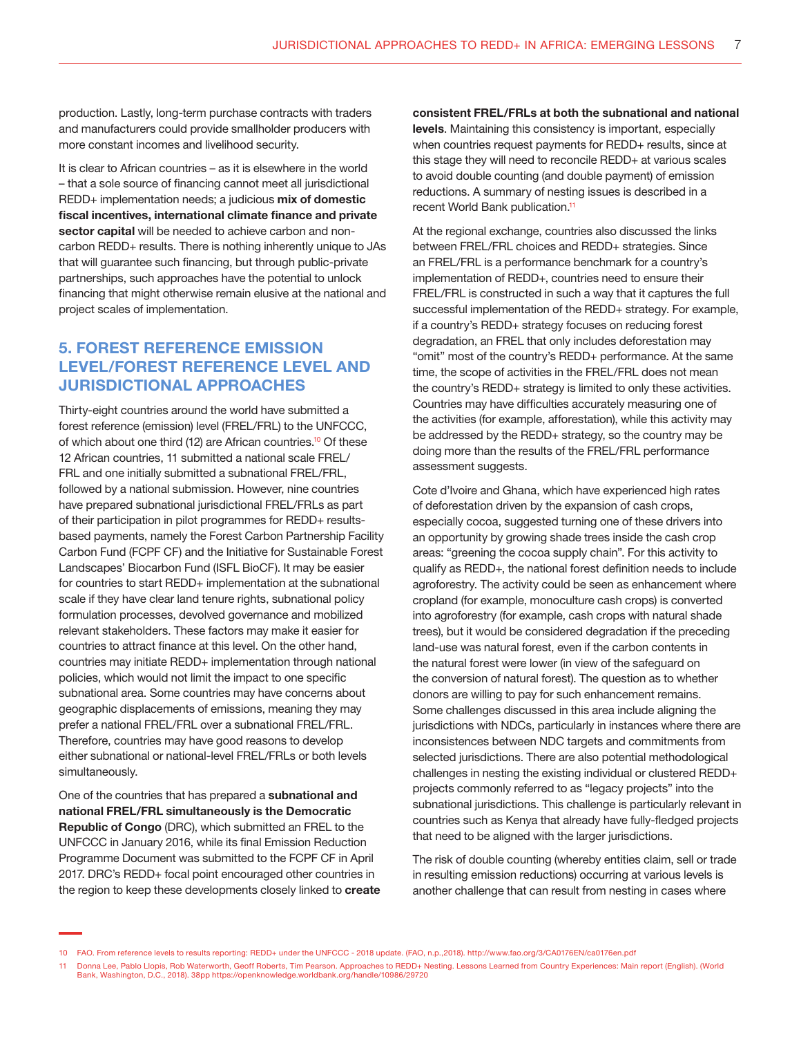production. Lastly, long-term purchase contracts with traders and manufacturers could provide smallholder producers with more constant incomes and livelihood security.

It is clear to African countries – as it is elsewhere in the world – that a sole source of financing cannot meet all jurisdictional REDD+ implementation needs; a judicious **mix of domestic fiscal incentives, international climate finance and private sector capital** will be needed to achieve carbon and non-carbon REDD+ results. There is nothing inherently unique to JAs that will guarantee such financing, but through public-private partnerships, such approaches have the potential to unlock financing that might otherwise remain elusive at the national and project scales of implementation.

## 5. FOREST REFERENCE EMISSION LEVEL/FOREST REFERENCE LEVEL AND JURISDICTIONAL APPROACHES

Thirty-eight countries around the world have submitted a forest reference (emission) level (FREL/FRL) to the UNFCCC, of which about one third (12) are African countries.[10] Of these 12 African countries, 11 submitted a national scale FREL/FRL and one initially submitted a subnational FREL/FRL, followed by a national submission. However, nine countries have prepared subnational jurisdictional FREL/FRLs as part of their participation in pilot programmes for REDD+ results-based payments, namely the Forest Carbon Partnership Facility Carbon Fund (FCPF CF) and the Initiative for Sustainable Forest Landscapes' Biocarbon Fund (ISFL BioCF). It may be easier for countries to start REDD+ implementation at the subnational scale if they have clear land tenure rights, subnational policy formulation processes, devolved governance and mobilized relevant stakeholders. These factors may make it easier for countries to attract finance at this level. On the other hand, countries may initiate REDD+ implementation through national policies, which would not limit the impact to one specific subnational area. Some countries may have concerns about geographic displacements of emissions, meaning they may prefer a national FREL/FRL over a subnational FREL/FRL. Therefore, countries may have good reasons to develop either subnational or national-level FREL/FRLs or both levels simultaneously.

One of the countries that has prepared a **subnational and national FREL/FRL simultaneously is the Democratic Republic of Congo** (DRC), which submitted an FREL to the UNFCCC in January 2016, while its final Emission Reduction Programme Document was submitted to the FCPF CF in April 2017. DRC's REDD+ focal point encouraged other countries in the region to keep these developments closely linked to **create consistent FREL/FRLs at both the subnational and national levels**. Maintaining this consistency is important, especially when countries request payments for REDD+ results, since at this stage they will need to reconcile REDD+ at various scales to avoid double counting (and double payment) of emission reductions. A summary of nesting issues is described in a recent World Bank publication.[11]

At the regional exchange, countries also discussed the links between FREL/FRL choices and REDD+ strategies. Since an FREL/FRL is a performance benchmark for a country's implementation of REDD+, countries need to ensure their FREL/FRL is constructed in such a way that it captures the full successful implementation of the REDD+ strategy. For example, if a country's REDD+ strategy focuses on reducing forest degradation, an FREL that only includes deforestation may "omit" most of the country's REDD+ performance. At the same time, the scope of activities in the FREL/FRL does not mean the country's REDD+ strategy is limited to only these activities. Countries may have difficulties accurately measuring one of the activities (for example, afforestation), while this activity may be addressed by the REDD+ strategy, so the country may be doing more than the results of the FREL/FRL performance assessment suggests.

Cote d'Ivoire and Ghana, which have experienced high rates of deforestation driven by the expansion of cash crops, especially cocoa, suggested turning one of these drivers into an opportunity by growing shade trees inside the cash crop areas: "greening the cocoa supply chain". For this activity to qualify as REDD+, the national forest definition needs to include agroforestry. The activity could be seen as enhancement where cropland (for example, monoculture cash crops) is converted into agroforestry (for example, cash crops with natural shade trees), but it would be considered degradation if the preceding land-use was natural forest, even if the carbon contents in the natural forest were lower (in view of the safeguard on the conversion of natural forest). The question as to whether donors are willing to pay for such enhancement remains. Some challenges discussed in this area include aligning the jurisdictions with NDCs, particularly in instances where there are inconsistencies between NDC targets and commitments from selected jurisdictions. There are also potential methodological challenges in nesting the existing individual or clustered REDD+ projects commonly referred to as "legacy projects" into the subnational jurisdictions. This challenge is particularly relevant in countries such as Kenya that already have fully-fledged projects that need to be aligned with the larger jurisdictions.

The risk of double counting (whereby entities claim, sell or trade in resulting emission reductions) occurring at various levels is another challenge that can result from nesting in cases where

---

10 FAO. From reference levels to results reporting: REDD+ under the UNFCCC - 2018 update. (FAO, n.p.,2018). http://www.fao.org/3/CA0176EN/ca0176en.pdf

11 Donna Lee, Pablo Llopis, Rob Waterworth, Geoff Roberts, Tim Pearson. Approaches to REDD+ Nesting. Lessons Learned from Country Experiences: Main report (English). (World Bank, Washington, D.C., 2018). 38pp https://openknowledge.worldbank.org/handle/10986/29720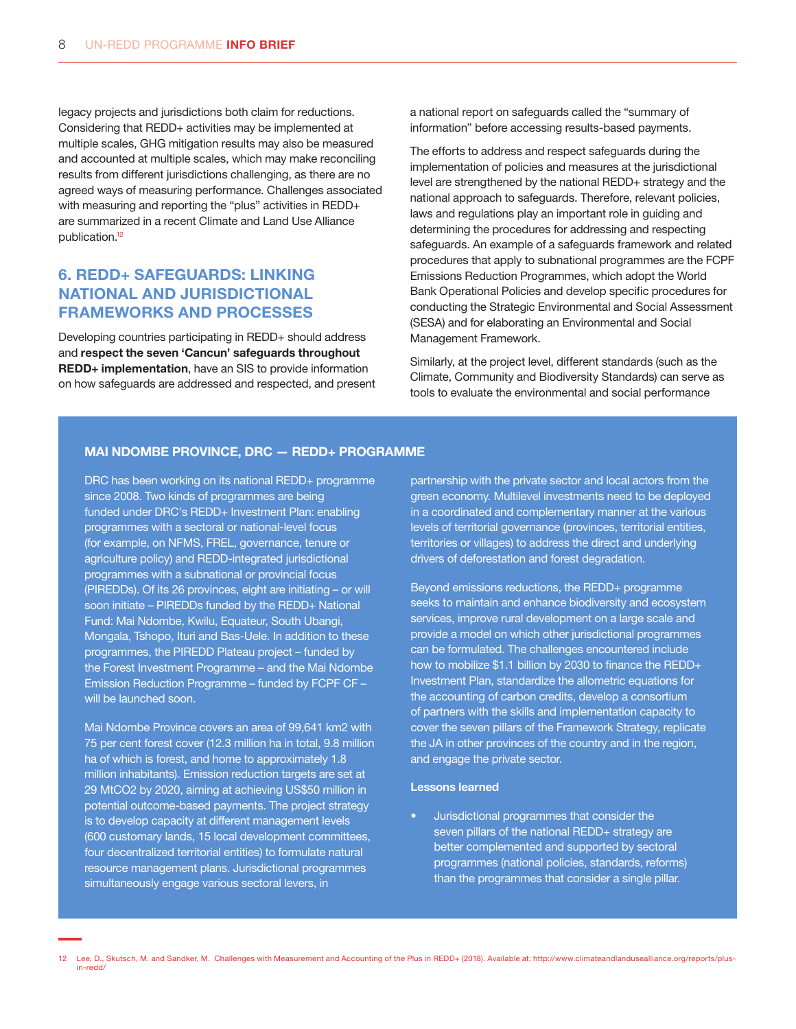legacy projects and jurisdictions both claim for reductions. Considering that REDD+ activities may be implemented at multiple scales, GHG mitigation results may also be measured and accounted at multiple scales, which may make reconciling results from different jurisdictions challenging, as there are no agreed ways of measuring performance. Challenges associated with measuring and reporting the "plus" activities in REDD+ are summarized in a recent Climate and Land Use Alliance publication.[12]

## 6. REDD+ SAFEGUARDS: LINKING NATIONAL AND JURISDICTIONAL FRAMEWORKS AND PROCESSES

Developing countries participating in REDD+ should address and **respect the seven 'Cancun' safeguards throughout REDD+ implementation**, have an SIS to provide information on how safeguards are addressed and respected, and present a national report on safeguards called the "summary of information" before accessing results-based payments.

The efforts to address and respect safeguards during the implementation of policies and measures at the jurisdictional level are strengthened by the national REDD+ strategy and the national approach to safeguards. Therefore, relevant policies, laws and regulations play an important role in guiding and determining the procedures for addressing and respecting safeguards. An example of a safeguards framework and related procedures that apply to subnational programmes are the FCPF Emissions Reduction Programmes, which adopt the World Bank Operational Policies and develop specific procedures for conducting the Strategic Environmental and Social Assessment (SESA) and for elaborating an Environmental and Social Management Framework.

Similarly, at the project level, different standards (such as the Climate, Community and Biodiversity Standards) can serve as tools to evaluate the environmental and social performance

### MAI NDOMBE PROVINCE, DRC — REDD+ PROGRAMME

DRC has been working on its national REDD+ programme since 2008. Two kinds of programmes are being funded under DRC's REDD+ Investment Plan: enabling programmes with a sectoral or national-level focus (for example, on NFMS, FREL, governance, tenure or agriculture policy) and REDD-integrated jurisdictional programmes with a subnational or provincial focus (PIREDDs). Of its 26 provinces, eight are initiating – or will soon initiate – PIREDDs funded by the REDD+ National Fund: Mai Ndombe, Kwilu, Equateur, South Ubangi, Mongala, Tshopo, Ituri and Bas-Uele. In addition to these programmes, the PIREDD Plateau project – funded by the Forest Investment Programme – and the Mai Ndombe Emission Reduction Programme – funded by FCPF CF – will be launched soon.

Mai Ndombe Province covers an area of 99,641 km2 with 75 per cent forest cover (12.3 million ha in total, 9.8 million ha of which is forest, and home to approximately 1.8 million inhabitants). Emission reduction targets are set at 29 $MtCO_2$ by 2020, aiming at achieving US$50 million in potential outcome-based payments. The project strategy is to develop capacity at different management levels (600 customary lands, 15 local development committees, four decentralized territorial entities) to formulate natural resource management plans. Jurisdictional programmes simultaneously engage various sectoral levers, in partnership with the private sector and local actors from the green economy. Multilevel investments need to be deployed in a coordinated and complementary manner at the various levels of territorial governance (provinces, territorial entities, territories or villages) to address the direct and underlying drivers of deforestation and forest degradation.

Beyond emissions reductions, the REDD+ programme seeks to maintain and enhance biodiversity and ecosystem services, improve rural development on a large scale and provide a model on which other jurisdictional programmes can be formulated. The challenges encountered include how to mobilize $1.1 billion by 2030 to finance the REDD+ Investment Plan, standardize the allometric equations for the accounting of carbon credits, develop a consortium of partners with the skills and implementation capacity to cover the seven pillars of the Framework Strategy, replicate the JA in other provinces of the country and in the region, and engage the private sector.

**Lessons learned**

- Jurisdictional programmes that consider the seven pillars of the national REDD+ strategy are better complemented and supported by sectoral programmes (national policies, standards, reforms) than the programmes that consider a single pillar.

12 Lee, D., Skutsch, M. and Sandker, M. Challenges with Measurement and Accounting of the Plus in REDD+ (2018). Available at: http://www.climateandlandusealliance.org/reports/plus-in-redd/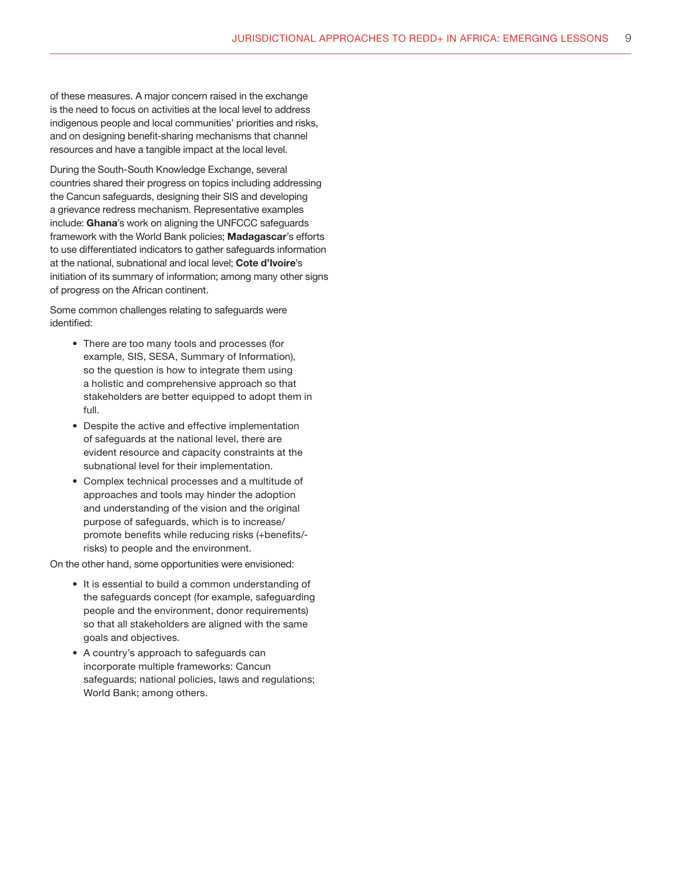of these measures. A major concern raised in the exchange is the need to focus on activities at the local level to address indigenous people and local communities' priorities and risks, and on designing benefit-sharing mechanisms that channel resources and have a tangible impact at the local level.

During the South-South Knowledge Exchange, several countries shared their progress on topics including addressing the Cancun safeguards, designing their SIS and developing a grievance redress mechanism. Representative examples include: **Ghana**'s work on aligning the UNFCCC safeguards framework with the World Bank policies; **Madagascar**'s efforts to use differentiated indicators to gather safeguards information at the national, subnational and local level; **Cote d'Ivoire**'s initiation of its summary of information; among many other signs of progress on the African continent.

Some common challenges relating to safeguards were identified:

- There are too many tools and processes (for example, SIS, SESA, Summary of Information), so the question is how to integrate them using a holistic and comprehensive approach so that stakeholders are better equipped to adopt them in full.
- Despite the active and effective implementation of safeguards at the national level, there are evident resource and capacity constraints at the subnational level for their implementation.
- Complex technical processes and a multitude of approaches and tools may hinder the adoption and understanding of the vision and the original purpose of safeguards, which is to increase/promote benefits while reducing risks (+benefits/-risks) to people and the environment.

On the other hand, some opportunities were envisioned:

- It is essential to build a common understanding of the safeguards concept (for example, safeguarding people and the environment, donor requirements) so that all stakeholders are aligned with the same goals and objectives.
- A country's approach to safeguards can incorporate multiple frameworks: Cancun safeguards; national policies, laws and regulations; World Bank; among others.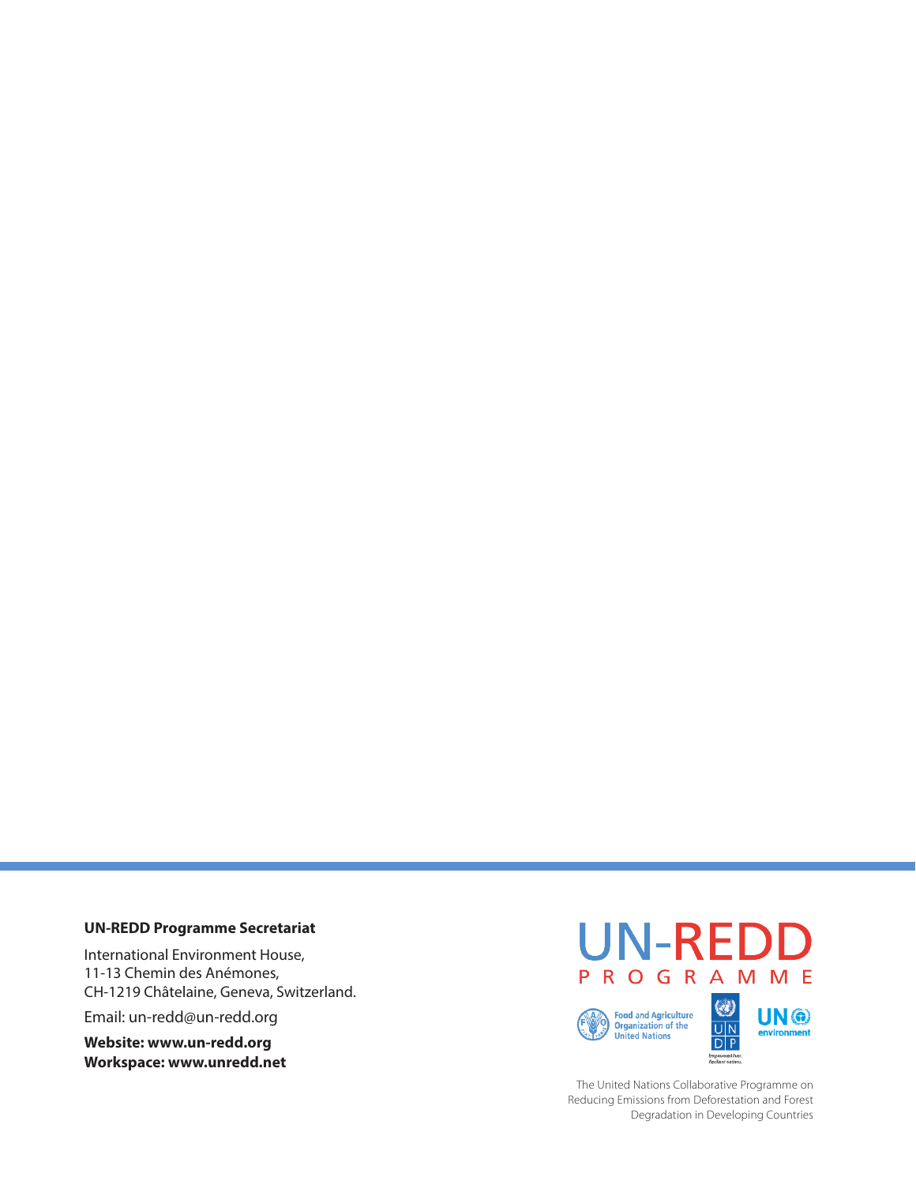**UN-REDD Programme Secretariat**

International Environment House,
11-13 Chemin des Anémones,
CH-1219 Châtelaine, Geneva, Switzerland.

Email: un-redd@un-redd.org

**Website: www.un-redd.org**
**Workspace: www.unredd.net**

UN-REDD
PROGRAMME

Food and Agriculture Organization of the United Nations

UNDP
Empowered lives. Resilient nations.

UN environment

The United Nations Collaborative Programme on Reducing Emissions from Deforestation and Forest Degradation in Developing Countries